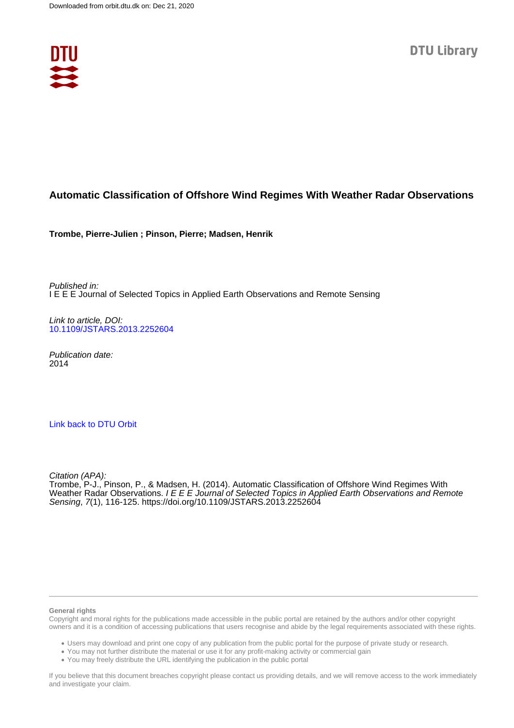Downloaded from orbit.dtu.dk on: Dec 21, 2020

DTU Library

# Automatic Classification of Offshore Wind Regimes With Weather Radar Observations

**Trombe, Pierre-Julien ; Pinson, Pierre; Madsen, Henrik**

*Published in:*
I E E E Journal of Selected Topics in Applied Earth Observations and Remote Sensing

*Link to article, DOI:*
10.1109/JSTARS.2013.2252604

*Publication date:*
2014

Link back to DTU Orbit

*Citation (APA):*
Trombe, P-J., Pinson, P., & Madsen, H. (2014). Automatic Classification of Offshore Wind Regimes With Weather Radar Observations. *I E E E Journal of Selected Topics in Applied Earth Observations and Remote Sensing*, *7*(1), 116-125. https://doi.org/10.1109/JSTARS.2013.2252604

**General rights**

Copyright and moral rights for the publications made accessible in the public portal are retained by the authors and/or other copyright owners and it is a condition of accessing publications that users recognise and abide by the legal requirements associated with these rights.

- Users may download and print one copy of any publication from the public portal for the purpose of private study or research.
- You may not further distribute the material or use it for any profit-making activity or commercial gain
- You may freely distribute the URL identifying the publication in the public portal

If you believe that this document breaches copyright please contact us providing details, and we will remove access to the work immediately and investigate your claim.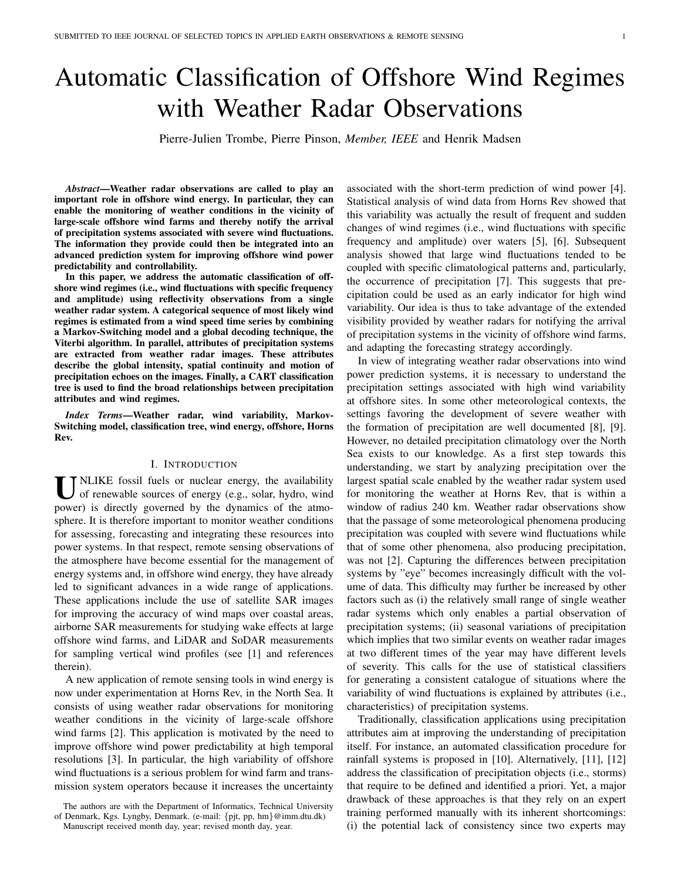# Automatic Classification of Offshore Wind Regimes with Weather Radar Observations

Pierre-Julien Trombe, Pierre Pinson, *Member, IEEE* and Henrik Madsen

***Abstract*—Weather radar observations are called to play an important role in offshore wind energy. In particular, they can enable the monitoring of weather conditions in the vicinity of large-scale offshore wind farms and thereby notify the arrival of precipitation systems associated with severe wind fluctuations. The information they provide could then be integrated into an advanced prediction system for improving offshore wind power predictability and controllability.**

**In this paper, we address the automatic classification of offshore wind regimes (i.e., wind fluctuations with specific frequency and amplitude) using reflectivity observations from a single weather radar system. A categorical sequence of most likely wind regimes is estimated from a wind speed time series by combining a Markov-Switching model and a global decoding technique, the Viterbi algorithm. In parallel, attributes of precipitation systems are extracted from weather radar images. These attributes describe the global intensity, spatial continuity and motion of precipitation echoes on the images. Finally, a CART classification tree is used to find the broad relationships between precipitation attributes and wind regimes.**

***Index Terms*—Weather radar, wind variability, Markov-Switching model, classification tree, wind energy, offshore, Horns Rev.**

## I. Introduction

Unlike fossil fuels or nuclear energy, the availability of renewable sources of energy (e.g., solar, hydro, wind power) is directly governed by the dynamics of the atmosphere. It is therefore important to monitor weather conditions for assessing, forecasting and integrating these resources into power systems. In that respect, remote sensing observations of the atmosphere have become essential for the management of energy systems and, in offshore wind energy, they have already led to significant advances in a wide range of applications. These applications include the use of satellite SAR images for improving the accuracy of wind maps over coastal areas, airborne SAR measurements for studying wake effects at large offshore wind farms, and LiDAR and SoDAR measurements for sampling vertical wind profiles (see [1] and references therein).

A new application of remote sensing tools in wind energy is now under experimentation at Horns Rev, in the North Sea. It consists of using weather radar observations for monitoring weather conditions in the vicinity of large-scale offshore wind farms [2]. This application is motivated by the need to improve offshore wind power predictability at high temporal resolutions [3]. In particular, the high variability of offshore wind fluctuations is a serious problem for wind farm and transmission system operators because it increases the uncertainty associated with the short-term prediction of wind power [4]. Statistical analysis of wind data from Horns Rev showed that this variability was actually the result of frequent and sudden changes of wind regimes (i.e., wind fluctuations with specific frequency and amplitude) over waters [5], [6]. Subsequent analysis showed that large wind fluctuations tended to be coupled with specific climatological patterns and, particularly, the occurrence of precipitation [7]. This suggests that precipitation could be used as an early indicator for high wind variability. Our idea is thus to take advantage of the extended visibility provided by weather radars for notifying the arrival of precipitation systems in the vicinity of offshore wind farms, and adapting the forecasting strategy accordingly.

In view of integrating weather radar observations into wind power prediction systems, it is necessary to understand the precipitation settings associated with high wind variability at offshore sites. In some other meteorological contexts, the settings favoring the development of severe weather with the formation of precipitation are well documented [8], [9]. However, no detailed precipitation climatology over the North Sea exists to our knowledge. As a first step towards this understanding, we start by analyzing precipitation over the largest spatial scale enabled by the weather radar system used for monitoring the weather at Horns Rev, that is within a window of radius 240 km. Weather radar observations show that the passage of some meteorological phenomena producing precipitation was coupled with severe wind fluctuations while that of some other phenomena, also producing precipitation, was not [2]. Capturing the differences between precipitation systems by "eye" becomes increasingly difficult with the volume of data. This difficulty may further be increased by other factors such as (i) the relatively small range of single weather radar systems which only enables a partial observation of precipitation systems; (ii) seasonal variations of precipitation which implies that two similar events on weather radar images at two different times of the year may have different levels of severity. This calls for the use of statistical classifiers for generating a consistent catalogue of situations where the variability of wind fluctuations is explained by attributes (i.e., characteristics) of precipitation systems.

Traditionally, classification applications using precipitation attributes aim at improving the understanding of precipitation itself. For instance, an automated classification procedure for rainfall systems is proposed in [10]. Alternatively, [11], [12] address the classification of precipitation objects (i.e., storms) that require to be defined and identified a priori. Yet, a major drawback of these approaches is that they rely on an expert training performed manually with its inherent shortcomings: (i) the potential lack of consistency since two experts may

The authors are with the Department of Informatics, Technical University of Denmark, Kgs. Lyngby, Denmark. (e-mail: {pjt, pp, hm}@imm.dtu.dk)

Manuscript received month day, year; revised month day, year.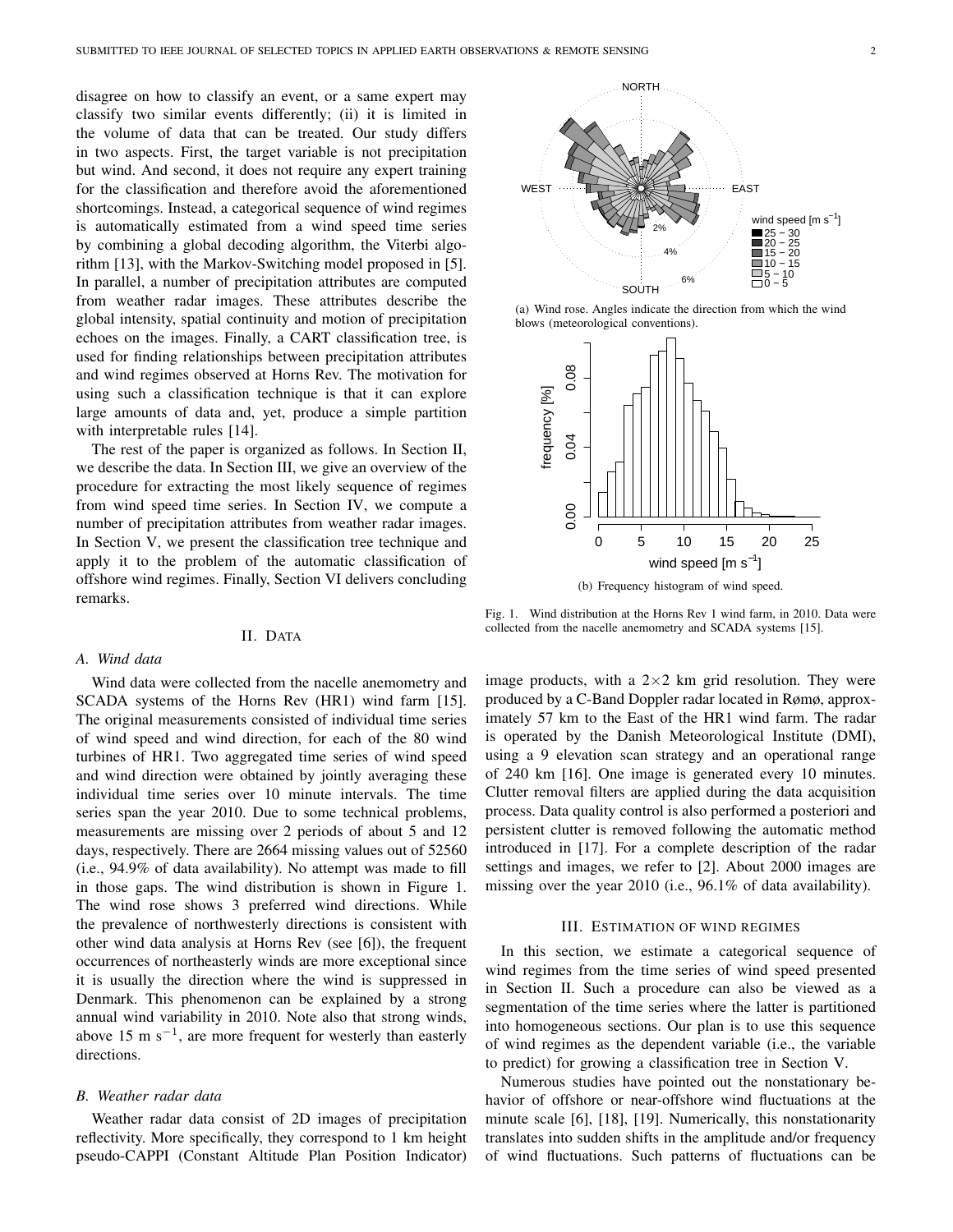disagree on how to classify an event, or a same expert may classify two similar events differently; (ii) it is limited in the volume of data that can be treated. Our study differs in two aspects. First, the target variable is not precipitation but wind. And second, it does not require any expert training for the classification and therefore avoid the aforementioned shortcomings. Instead, a categorical sequence of wind regimes is automatically estimated from a wind speed time series by combining a global decoding algorithm, the Viterbi algorithm [13], with the Markov-Switching model proposed in [5]. In parallel, a number of precipitation attributes are computed from weather radar images. These attributes describe the global intensity, spatial continuity and motion of precipitation echoes on the images. Finally, a CART classification tree, is used for finding relationships between precipitation attributes and wind regimes observed at Horns Rev. The motivation for using such a classification technique is that it can explore large amounts of data and, yet, produce a simple partition with interpretable rules [14].

The rest of the paper is organized as follows. In Section II, we describe the data. In Section III, we give an overview of the procedure for extracting the most likely sequence of regimes from wind speed time series. In Section IV, we compute a number of precipitation attributes from weather radar images. In Section V, we present the classification tree technique and apply it to the problem of the automatic classification of offshore wind regimes. Finally, Section VI delivers concluding remarks.

## II. Data

### A. Wind data

Wind data were collected from the nacelle anemometry and SCADA systems of the Horns Rev (HR1) wind farm [15]. The original measurements consisted of individual time series of wind speed and wind direction, for each of the 80 wind turbines of HR1. Two aggregated time series of wind speed and wind direction were obtained by jointly averaging these individual time series over 10 minute intervals. The time series span the year 2010. Due to some technical problems, measurements are missing over 2 periods of about 5 and 12 days, respectively. There are 2664 missing values out of 52560 (i.e., 94.9% of data availability). No attempt was made to fill in those gaps. The wind distribution is shown in Figure 1. The wind rose shows 3 preferred wind directions. While the prevalence of northwesterly directions is consistent with other wind data analysis at Horns Rev (see [6]), the frequent occurrences of northeasterly winds are more exceptional since it is usually the direction where the wind is suppressed in Denmark. This phenomenon can be explained by a strong annual wind variability in 2010. Note also that strong winds, above 15 m $s^{-1}$, are more frequent for westerly than easterly directions.

(a) Wind rose. Angles indicate the direction from which the wind blows (meteorological conventions).

(b) Frequency histogram of wind speed.

Fig. 1. Wind distribution at the Horns Rev 1 wind farm, in 2010. Data were collected from the nacelle anemometry and SCADA systems [15].

### B. Weather radar data

Weather radar data consist of 2D images of precipitation reflectivity. More specifically, they correspond to 1 km height pseudo-CAPPI (Constant Altitude Plan Position Indicator) image products, with a $2{\times}2$ km grid resolution. They were produced by a C-Band Doppler radar located in Rømø, approximately 57 km to the East of the HR1 wind farm. The radar is operated by the Danish Meteorological Institute (DMI), using a 9 elevation scan strategy and an operational range of 240 km [16]. One image is generated every 10 minutes. Clutter removal filters are applied during the data acquisition process. Data quality control is also performed a posteriori and persistent clutter is removed following the automatic method introduced in [17]. For a complete description of the radar settings and images, we refer to [2]. About 2000 images are missing over the year 2010 (i.e., 96.1% of data availability).

## III. Estimation of wind regimes

In this section, we estimate a categorical sequence of wind regimes from the time series of wind speed presented in Section II. Such a procedure can also be viewed as a segmentation of the time series where the latter is partitioned into homogeneous sections. Our plan is to use this sequence of wind regimes as the dependent variable (i.e., the variable to predict) for growing a classification tree in Section V.

Numerous studies have pointed out the nonstationary behavior of offshore or near-offshore wind fluctuations at the minute scale [6], [18], [19]. Numerically, this nonstationarity translates into sudden shifts in the amplitude and/or frequency of wind fluctuations. Such patterns of fluctuations can be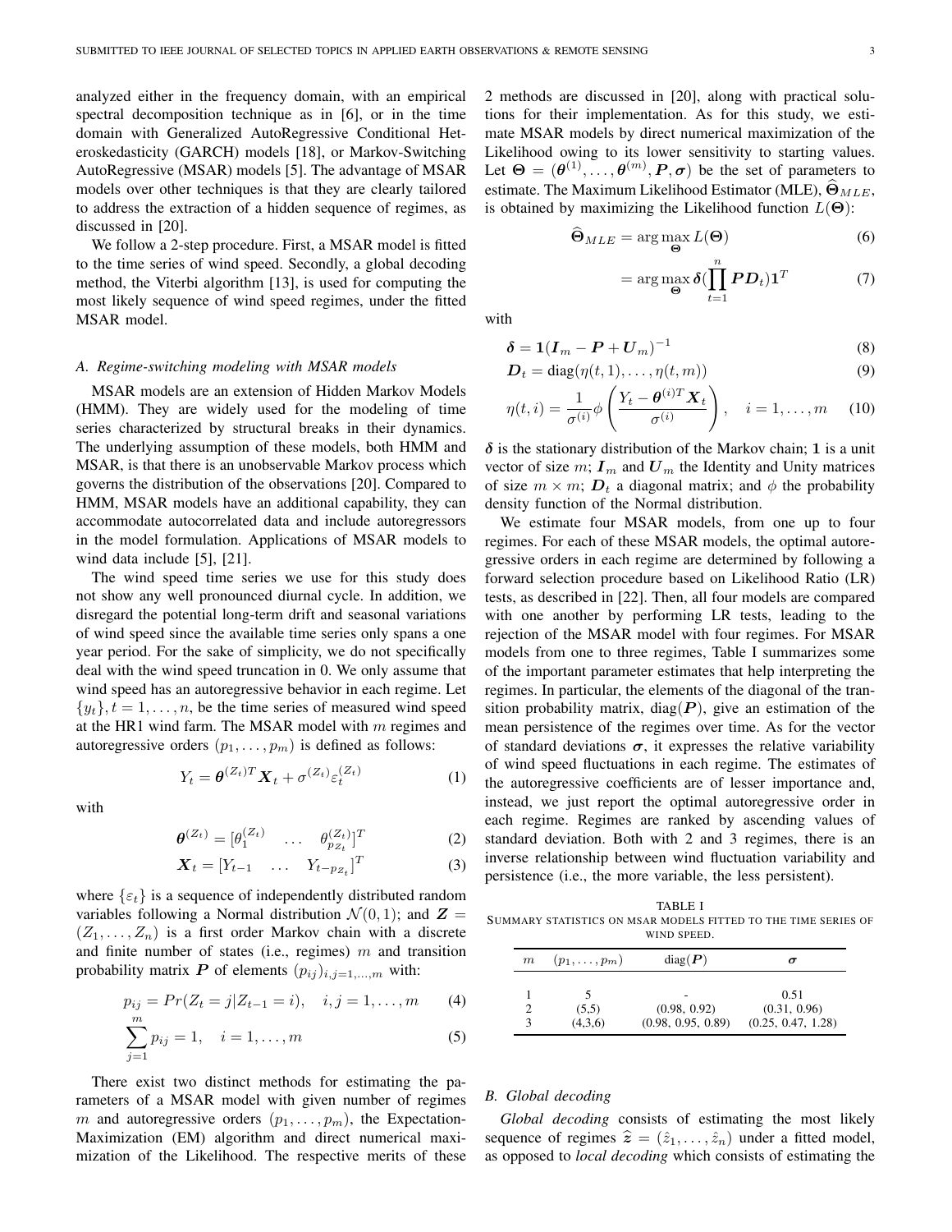analyzed either in the frequency domain, with an empirical spectral decomposition technique as in [6], or in the time domain with Generalized AutoRegressive Conditional Heteroskedasticity (GARCH) models [18], or Markov-Switching AutoRegressive (MSAR) models [5]. The advantage of MSAR models over other techniques is that they are clearly tailored to address the extraction of a hidden sequence of regimes, as discussed in [20].

We follow a 2-step procedure. First, a MSAR model is fitted to the time series of wind speed. Secondly, a global decoding method, the Viterbi algorithm [13], is used for computing the most likely sequence of wind speed regimes, under the fitted MSAR model.

### A. Regime-switching modeling with MSAR models

MSAR models are an extension of Hidden Markov Models (HMM). They are widely used for the modeling of time series characterized by structural breaks in their dynamics. The underlying assumption of these models, both HMM and MSAR, is that there is an unobservable Markov process which governs the distribution of the observations [20]. Compared to HMM, MSAR models have an additional capability, they can accommodate autocorrelated data and include autoregressors in the model formulation. Applications of MSAR models to wind data include [5], [21].

The wind speed time series we use for this study does not show any well pronounced diurnal cycle. In addition, we disregard the potential long-term drift and seasonal variations of wind speed since the available time series only spans a one year period. For the sake of simplicity, we do not specifically deal with the wind speed truncation in 0. We only assume that wind speed has an autoregressive behavior in each regime. Let $\{y_t\}, t = 1, \ldots, n$, be the time series of measured wind speed at the HR1 wind farm. The MSAR model with $m$ regimes and autoregressive orders $(p_1, \ldots, p_m)$ is defined as follows:

$$Y_t = \boldsymbol{\theta}^{(Z_t)T} \boldsymbol{X}_t + \sigma^{(Z_t)} \varepsilon_t^{(Z_t)} \tag{1}$$

with

$$\boldsymbol{\theta}^{(Z_t)} = [\theta_1^{(Z_t)} \quad \ldots \quad \theta_{p_{Z_t}}^{(Z_t)}]^T \tag{2}$$

$$\boldsymbol{X}_t = [Y_{t-1} \quad \ldots \quad Y_{t-p_{Z_t}}]^T \tag{3}$$

where $\{\varepsilon_t\}$ is a sequence of independently distributed random variables following a Normal distribution $\mathcal{N}(0,1)$; and $\boldsymbol{Z} = (Z_1, \ldots, Z_n)$ is a first order Markov chain with a discrete and finite number of states (i.e., regimes) $m$ and transition probability matrix $\boldsymbol{P}$ of elements $(p_{ij})_{i,j=1,\ldots,m}$ with:

$$p_{ij} = Pr(Z_t = j | Z_{t-1} = i), \quad i,j = 1, \ldots, m \tag{4}$$

$$\sum_{j=1}^{m} p_{ij} = 1, \quad i = 1, \ldots, m \tag{5}$$

There exist two distinct methods for estimating the parameters of a MSAR model with given number of regimes $m$ and autoregressive orders $(p_1, \ldots, p_m)$, the Expectation-Maximization (EM) algorithm and direct numerical maximization of the Likelihood. The respective merits of these 2 methods are discussed in [20], along with practical solutions for their implementation. As for this study, we estimate MSAR models by direct numerical maximization of the Likelihood owing to its lower sensitivity to starting values. Let $\boldsymbol{\Theta} = (\boldsymbol{\theta}^{(1)}, \ldots, \boldsymbol{\theta}^{(m)}, \boldsymbol{P}, \boldsymbol{\sigma})$ be the set of parameters to estimate. The Maximum Likelihood Estimator (MLE), $\widehat{\boldsymbol{\Theta}}_{MLE}$, is obtained by maximizing the Likelihood function $L(\boldsymbol{\Theta})$:

$$\widehat{\boldsymbol{\Theta}}_{MLE} = \arg\max_{\boldsymbol{\Theta}} L(\boldsymbol{\Theta}) \tag{6}$$

$$= \arg\max_{\boldsymbol{\Theta}} \boldsymbol{\delta} (\prod_{t=1}^{n} \boldsymbol{P} \boldsymbol{D}_t) \boldsymbol{1}^T \tag{7}$$

with

$$\boldsymbol{\delta} = \boldsymbol{1}(\boldsymbol{I}_m - \boldsymbol{P} + \boldsymbol{U}_m)^{-1} \tag{8}$$

$$\boldsymbol{D}_t = \text{diag}(\eta(t,1), \ldots, \eta(t,m)) \tag{9}$$

$$\eta(t,i) = \frac{1}{\sigma^{(i)}} \phi \left( \frac{Y_t - \boldsymbol{\theta}^{(i)T} \boldsymbol{X}_t}{\sigma^{(i)}} \right), \quad i = 1, \ldots, m \tag{10}$$

$\boldsymbol{\delta}$ is the stationary distribution of the Markov chain; $\boldsymbol{1}$ is a unit vector of size $m$; $\boldsymbol{I}_m$ and $\boldsymbol{U}_m$ the Identity and Unity matrices of size $m \times m$; $\boldsymbol{D}_t$ a diagonal matrix; and $\phi$ the probability density function of the Normal distribution.

We estimate four MSAR models, from one up to four regimes. For each of these MSAR models, the optimal autoregressive orders in each regime are determined by following a forward selection procedure based on Likelihood Ratio (LR) tests, as described in [22]. Then, all four models are compared with one another by performing LR tests, leading to the rejection of the MSAR model with four regimes. For MSAR models from one to three regimes, Table I summarizes some of the important parameter estimates that help interpreting the regimes. In particular, the elements of the diagonal of the transition probability matrix, diag($\boldsymbol{P}$), give an estimation of the mean persistence of the regimes over time. As for the vector of standard deviations $\boldsymbol{\sigma}$, it expresses the relative variability of wind speed fluctuations in each regime. The estimates of the autoregressive coefficients are of lesser importance and, instead, we just report the optimal autoregressive order in each regime. Regimes are ranked by ascending values of standard deviation. Both with 2 and 3 regimes, there is an inverse relationship between wind fluctuation variability and persistence (i.e., the more variable, the less persistent).

TABLE I
SUMMARY STATISTICS ON MSAR MODELS FITTED TO THE TIME SERIES OF WIND SPEED.

| $m$ | $(p_1, \ldots, p_m)$ | diag($\boldsymbol{P}$) | $\boldsymbol{\sigma}$ |
|---|---|---|---|
| 1 | 5 | - | 0.51 |
| 2 | (5,5) | (0.98, 0.92) | (0.31, 0.96) |
| 3 | (4,3,6) | (0.98, 0.95, 0.89) | (0.25, 0.47, 1.28) |

### B. Global decoding

*Global decoding* consists of estimating the most likely sequence of regimes $\widehat{\boldsymbol{z}} = (\hat{z}_1, \ldots, \hat{z}_n)$ under a fitted model, as opposed to *local decoding* which consists of estimating the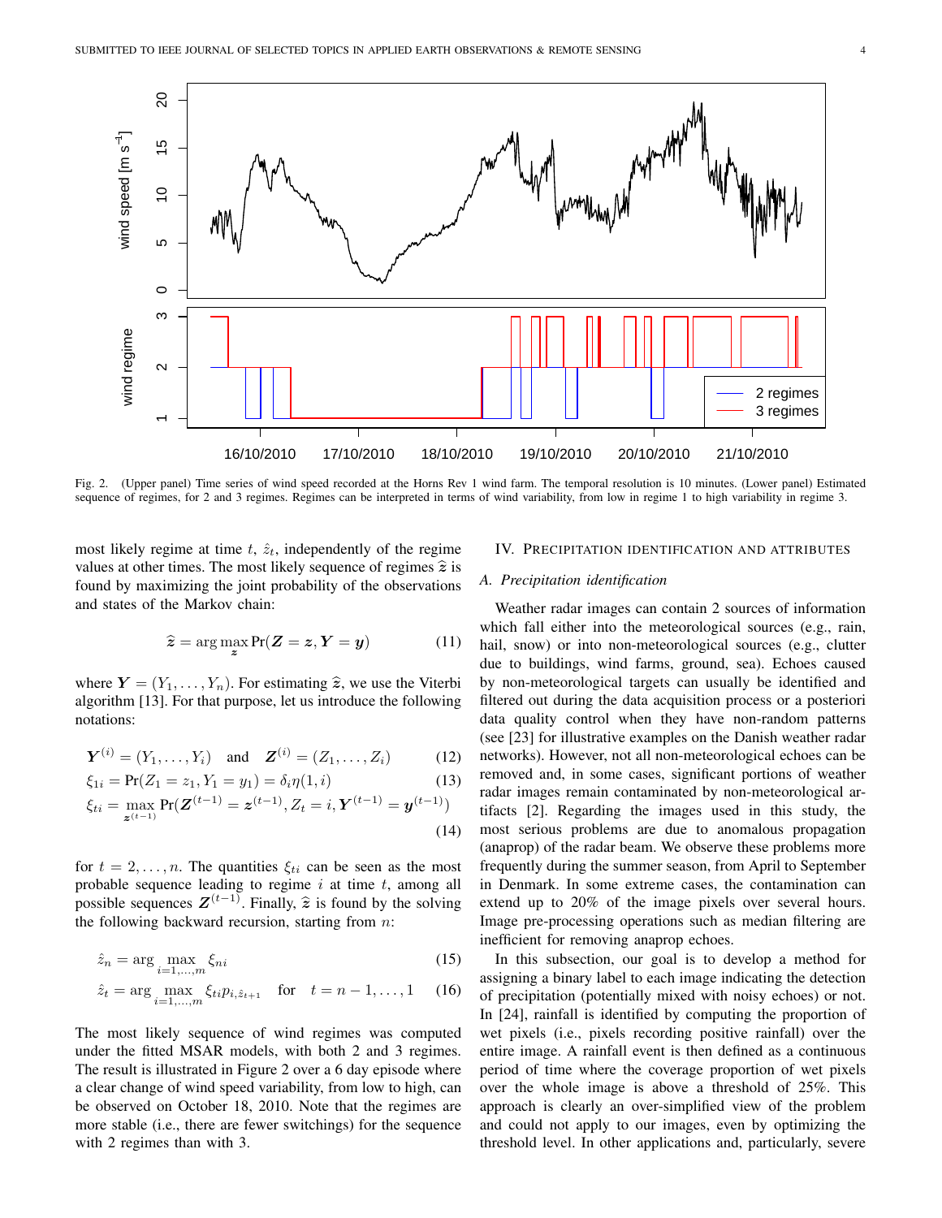Fig. 2. (Upper panel) Time series of wind speed recorded at the Horns Rev 1 wind farm. The temporal resolution is 10 minutes. (Lower panel) Estimated sequence of regimes, for 2 and 3 regimes. Regimes can be interpreted in terms of wind variability, from low in regime 1 to high variability in regime 3.

most likely regime at time $t$, $\hat{z}_t$, independently of the regime values at other times. The most likely sequence of regimes $\widehat{\boldsymbol{z}}$ is found by maximizing the joint probability of the observations and states of the Markov chain:

$$\widehat{\boldsymbol{z}} = \arg\max_{\boldsymbol{z}} \Pr(\boldsymbol{Z} = \boldsymbol{z}, \boldsymbol{Y} = \boldsymbol{y}) \tag{11}$$

where $\boldsymbol{Y} = (Y_1, \ldots, Y_n)$. For estimating $\widehat{\boldsymbol{z}}$, we use the Viterbi algorithm [13]. For that purpose, let us introduce the following notations:

$$\boldsymbol{Y}^{(i)} = (Y_1, \ldots, Y_i) \quad \text{and} \quad \boldsymbol{Z}^{(i)} = (Z_1, \ldots, Z_i) \tag{12}$$

$$\xi_{1i} = \Pr(Z_1 = z_1, Y_1 = y_1) = \delta_i \eta(1, i) \tag{13}$$

$$\xi_{ti} = \max_{\boldsymbol{z}^{(t-1)}} \Pr(\boldsymbol{Z}^{(t-1)} = \boldsymbol{z}^{(t-1)}, Z_t = i, \boldsymbol{Y}^{(t-1)} = \boldsymbol{y}^{(t-1)}) \tag{14}$$

for $t = 2, \ldots, n$. The quantities $\xi_{ti}$ can be seen as the most probable sequence leading to regime $i$ at time $t$, among all possible sequences $\boldsymbol{Z}^{(t-1)}$. Finally, $\widehat{\boldsymbol{z}}$ is found by the solving the following backward recursion, starting from $n$:

$$\hat{z}_n = \arg\max_{i=1,\ldots,m} \xi_{ni} \tag{15}$$

$$\hat{z}_t = \arg\max_{i=1,\ldots,m} \xi_{ti} p_{i,\hat{z}_{t+1}} \quad \text{for} \quad t = n-1, \ldots, 1 \tag{16}$$

The most likely sequence of wind regimes was computed under the fitted MSAR models, with both 2 and 3 regimes. The result is illustrated in Figure 2 over a 6 day episode where a clear change of wind speed variability, from low to high, can be observed on October 18, 2010. Note that the regimes are more stable (i.e., there are fewer switchings) for the sequence with 2 regimes than with 3.

## IV. Precipitation identification and attributes

### A. Precipitation identification

Weather radar images can contain 2 sources of information which fall either into the meteorological sources (e.g., rain, hail, snow) or into non-meteorological sources (e.g., clutter due to buildings, wind farms, ground, sea). Echoes caused by non-meteorological targets can usually be identified and filtered out during the data acquisition process or a posteriori data quality control when they have non-random patterns (see [23] for illustrative examples on the Danish weather radar networks). However, not all non-meteorological echoes can be removed and, in some cases, significant portions of weather radar images remain contaminated by non-meteorological artifacts [2]. Regarding the images used in this study, the most serious problems are due to anomalous propagation (anaprop) of the radar beam. We observe these problems more frequently during the summer season, from April to September in Denmark. In some extreme cases, the contamination can extend up to 20% of the image pixels over several hours. Image pre-processing operations such as median filtering are inefficient for removing anaprop echoes.

In this subsection, our goal is to develop a method for assigning a binary label to each image indicating the detection of precipitation (potentially mixed with noisy echoes) or not. In [24], rainfall is identified by computing the proportion of wet pixels (i.e., pixels recording positive rainfall) over the entire image. A rainfall event is then defined as a continuous period of time where the coverage proportion of wet pixels over the whole image is above a threshold of 25%. This approach is clearly an over-simplified view of the problem and could not apply to our images, even by optimizing the threshold level. In other applications and, particularly, severe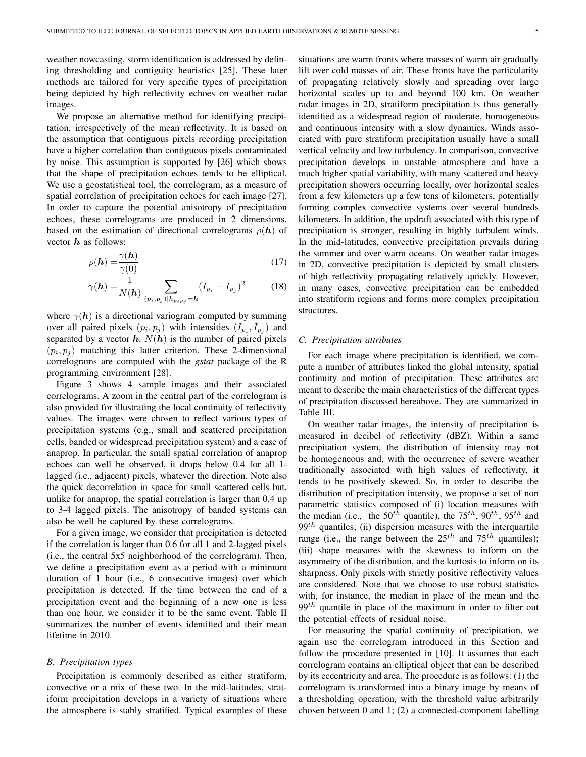weather nowcasting, storm identification is addressed by defining thresholding and contiguity heuristics [25]. These later methods are tailored for very specific types of precipitation being depicted by high reflectivity echoes on weather radar images.

We propose an alternative method for identifying precipitation, irrespectively of the mean reflectivity. It is based on the assumption that contiguous pixels recording precipitation have a higher correlation than contiguous pixels contaminated by noise. This assumption is supported by [26] which shows that the shape of precipitation echoes tends to be elliptical. We use a geostatistical tool, the correlogram, as a measure of spatial correlation of precipitation echoes for each image [27]. In order to capture the potential anisotropy of precipitation echoes, these correlograms are produced in 2 dimensions, based on the estimation of directional correlograms $\rho(\boldsymbol{h})$ of vector $\boldsymbol{h}$ as follows:

$$\rho(\boldsymbol{h}) = \frac{\gamma(\boldsymbol{h})}{\gamma(0)} \tag{17}$$

$$\gamma(\boldsymbol{h}) = \frac{1}{N(\boldsymbol{h})} \sum_{(p_i,p_j)|h_{p_i p_j}=\boldsymbol{h}} (I_{p_i} - I_{p_j})^2 \tag{18}$$

where $\gamma(\boldsymbol{h})$ is a directional variogram computed by summing over all paired pixels $(p_i, p_j)$ with intensities $(I_{p_i}, I_{p_j})$ and separated by a vector $\boldsymbol{h}$. $N(\boldsymbol{h})$ is the number of paired pixels $(p_i, p_j)$ matching this latter criterion. These 2-dimensional correlograms are computed with the *gstat* package of the R programming environment [28].

Figure 3 shows 4 sample images and their associated correlograms. A zoom in the central part of the correlogram is also provided for illustrating the local continuity of reflectivity values. The images were chosen to reflect various types of precipitation systems (e.g., small and scattered precipitation cells, banded or widespread precipitation system) and a case of anaprop. In particular, the small spatial correlation of anaprop echoes can well be observed, it drops below 0.4 for all 1-lagged (i.e., adjacent) pixels, whatever the direction. Note also the quick decorrelation in space for small scattered cells but, unlike for anaprop, the spatial correlation is larger than 0.4 up to 3-4 lagged pixels. The anisotropy of banded systems can also be well be captured by these correlograms.

For a given image, we consider that precipitation is detected if the correlation is larger than 0.6 for all 1 and 2-lagged pixels (i.e., the central 5x5 neighborhood of the correlogram). Then, we define a precipitation event as a period with a minimum duration of 1 hour (i.e., 6 consecutive images) over which precipitation is detected. If the time between the end of a precipitation event and the beginning of a new one is less than one hour, we consider it to be the same event. Table II summarizes the number of events identified and their mean lifetime in 2010.

### B. Precipitation types

Precipitation is commonly described as either stratiform, convective or a mix of these two. In the mid-latitudes, stratiform precipitation develops in a variety of situations where the atmosphere is stably stratified. Typical examples of these situations are warm fronts where masses of warm air gradually lift over cold masses of air. These fronts have the particularity of propagating relatively slowly and spreading over large horizontal scales up to and beyond 100 km. On weather radar images in 2D, stratiform precipitation is thus generally identified as a widespread region of moderate, homogeneous and continuous intensity with a slow dynamics. Winds associated with pure stratiform precipitation usually have a small vertical velocity and low turbulency. In comparison, convective precipitation develops in unstable atmosphere and have a much higher spatial variability, with many scattered and heavy precipitation showers occurring locally, over horizontal scales from a few kilometers up a few tens of kilometers, potentially forming complex convective systems over several hundreds kilometers. In addition, the updraft associated with this type of precipitation is stronger, resulting in highly turbulent winds. In the mid-latitudes, convective precipitation prevails during the summer and over warm oceans. On weather radar images in 2D, convective precipitation is depicted by small clusters of high reflectivity propagating relatively quickly. However, in many cases, convective precipitation can be embedded into stratiform regions and forms more complex precipitation structures.

### C. Precipitation attributes

For each image where precipitation is identified, we compute a number of attributes linked the global intensity, spatial continuity and motion of precipitation. These attributes are meant to describe the main characteristics of the different types of precipitation discussed hereabove. They are summarized in Table III.

On weather radar images, the intensity of precipitation is measured in decibel of reflectivity (dBZ). Within a same precipitation system, the distribution of intensity may not be homogeneous and, with the occurrence of severe weather traditionally associated with high values of reflectivity, it tends to be positively skewed. So, in order to describe the distribution of precipitation intensity, we propose a set of non parametric statistics composed of (i) location measures with the median (i.e., the $50^{th}$ quantile), the $75^{th}$, $90^{th}$, $95^{th}$ and $99^{th}$ quantiles; (ii) dispersion measures with the interquartile range (i.e., the range between the $25^{th}$ and $75^{th}$ quantiles); (iii) shape measures with the skewness to inform on the asymmetry of the distribution, and the kurtosis to inform on its sharpness. Only pixels with strictly positive reflectivity values are considered. Note that we choose to use robust statistics with, for instance, the median in place of the mean and the $99^{th}$ quantile in place of the maximum in order to filter out the potential effects of residual noise.

For measuring the spatial continuity of precipitation, we again use the correlogram introduced in this Section and follow the procedure presented in [10]. It assumes that each correlogram contains an elliptical object that can be described by its eccentricity and area. The procedure is as follows: (1) the correlogram is transformed into a binary image by means of a thresholding operation, with the threshold value arbitrarily chosen between 0 and 1; (2) a connected-component labelling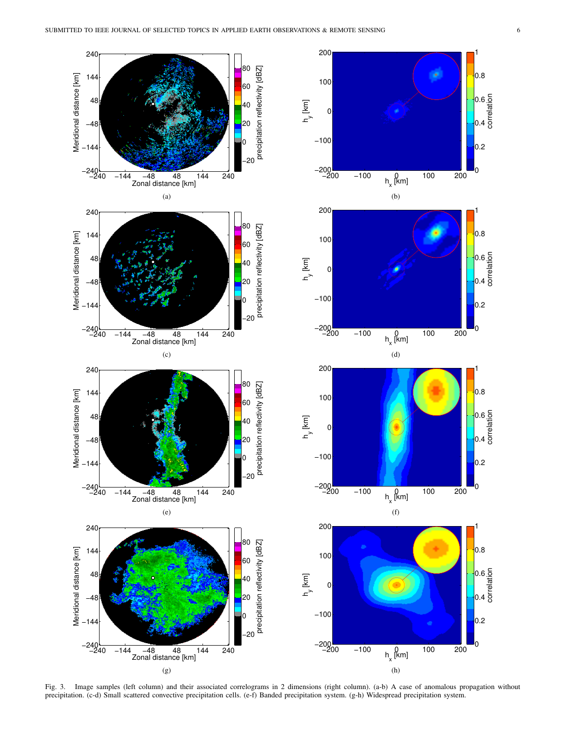Fig. 3. Image samples (left column) and their associated correlograms in 2 dimensions (right column). (a-b) A case of anomalous propagation without precipitation. (c-d) Small scattered convective precipitation cells. (e-f) Banded precipitation system. (g-h) Widespread precipitation system.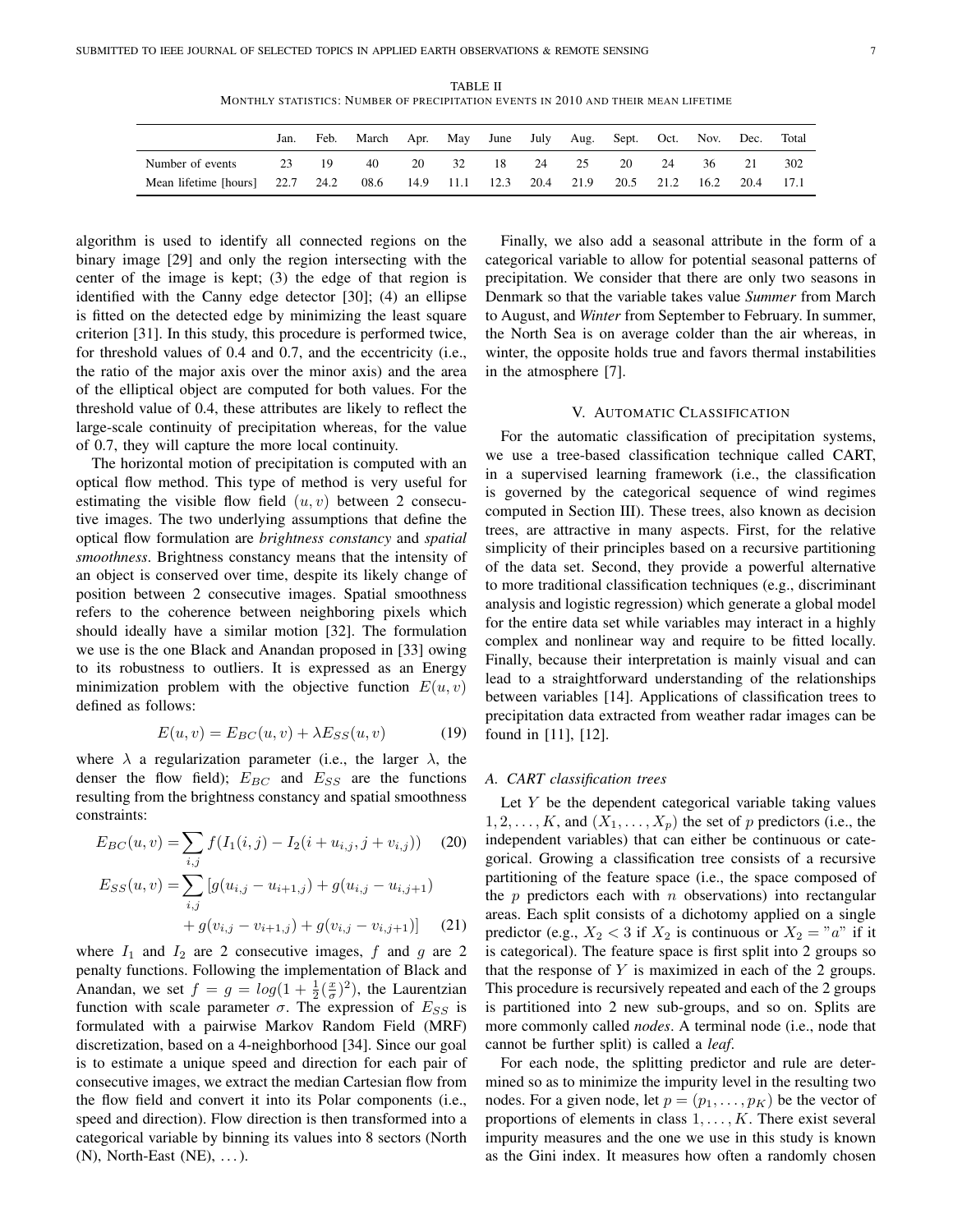TABLE II
MONTHLY STATISTICS: NUMBER OF PRECIPITATION EVENTS IN 2010 AND THEIR MEAN LIFETIME

| | Jan. | Feb. | March | Apr. | May | June | July | Aug. | Sept. | Oct. | Nov. | Dec. | Total |
|---|---|---|---|---|---|---|---|---|---|---|---|---|---|
| Number of events | 23 | 19 | 40 | 20 | 32 | 18 | 24 | 25 | 20 | 24 | 36 | 21 | 302 |
| Mean lifetime [hours] | 22.7 | 24.2 | 08.6 | 14.9 | 11.1 | 12.3 | 20.4 | 21.9 | 20.5 | 21.2 | 16.2 | 20.4 | 17.1 |

algorithm is used to identify all connected regions on the binary image [29] and only the region intersecting with the center of the image is kept; (3) the edge of that region is identified with the Canny edge detector [30]; (4) an ellipse is fitted on the detected edge by minimizing the least square criterion [31]. In this study, this procedure is performed twice, for threshold values of 0.4 and 0.7, and the eccentricity (i.e., the ratio of the major axis over the minor axis) and the area of the elliptical object are computed for both values. For the threshold value of 0.4, these attributes are likely to reflect the large-scale continuity of precipitation whereas, for the value of 0.7, they will capture the more local continuity.

The horizontal motion of precipitation is computed with an optical flow method. This type of method is very useful for estimating the visible flow field $(u, v)$ between 2 consecutive images. The two underlying assumptions that define the optical flow formulation are *brightness constancy* and *spatial smoothness*. Brightness constancy means that the intensity of an object is conserved over time, despite its likely change of position between 2 consecutive images. Spatial smoothness refers to the coherence between neighboring pixels which should ideally have a similar motion [32]. The formulation we use is the one Black and Anandan proposed in [33] owing to its robustness to outliers. It is expressed as an Energy minimization problem with the objective function $E(u, v)$ defined as follows:

$$E(u, v) = E_{BC}(u, v) + \lambda E_{SS}(u, v) \tag{19}$$

where $\lambda$ a regularization parameter (i.e., the larger $\lambda$, the denser the flow field); $E_{BC}$ and $E_{SS}$ are the functions resulting from the brightness constancy and spatial smoothness constraints:

$$E_{BC}(u, v) = \sum_{i,j} f(I_1(i, j) - I_2(i + u_{i,j}, j + v_{i,j})) \tag{20}$$

$$\begin{aligned} E_{SS}(u, v) = \sum_{i,j} [&g(u_{i,j} - u_{i+1,j}) + g(u_{i,j} - u_{i,j+1}) \\ &+ g(v_{i,j} - v_{i+1,j}) + g(v_{i,j} - v_{i,j+1})] \end{aligned} \tag{21}$$

where $I_1$ and $I_2$ are 2 consecutive images, $f$ and $g$ are 2 penalty functions. Following the implementation of Black and Anandan, we set $f = g = log(1 + \frac{1}{2}(\frac{x}{\sigma})^2)$, the Laurentzian function with scale parameter $\sigma$. The expression of $E_{SS}$ is formulated with a pairwise Markov Random Field (MRF) discretization, based on a 4-neighborhood [34]. Since our goal is to estimate a unique speed and direction for each pair of consecutive images, we extract the median Cartesian flow from the flow field and convert it into its Polar components (i.e., speed and direction). Flow direction is then transformed into a categorical variable by binning its values into 8 sectors (North (N), North-East (NE), ...).

Finally, we also add a seasonal attribute in the form of a categorical variable to allow for potential seasonal patterns of precipitation. We consider that there are only two seasons in Denmark so that the variable takes value *Summer* from March to August, and *Winter* from September to February. In summer, the North Sea is on average colder than the air whereas, in winter, the opposite holds true and favors thermal instabilities in the atmosphere [7].

## V. AUTOMATIC CLASSIFICATION

For the automatic classification of precipitation systems, we use a tree-based classification technique called CART, in a supervised learning framework (i.e., the classification is governed by the categorical sequence of wind regimes computed in Section III). These trees, also known as decision trees, are attractive in many aspects. First, for the relative simplicity of their principles based on a recursive partitioning of the data set. Second, they provide a powerful alternative to more traditional classification techniques (e.g., discriminant analysis and logistic regression) which generate a global model for the entire data set while variables may interact in a highly complex and nonlinear way and require to be fitted locally. Finally, because their interpretation is mainly visual and can lead to a straightforward understanding of the relationships between variables [14]. Applications of classification trees to precipitation data extracted from weather radar images can be found in [11], [12].

### A. CART classification trees

Let $Y$ be the dependent categorical variable taking values $1, 2, \dots, K$, and $(X_1, \dots, X_p)$ the set of $p$ predictors (i.e., the independent variables) that can either be continuous or categorical. Growing a classification tree consists of a recursive partitioning of the feature space (i.e., the space composed of the $p$ predictors each with $n$ observations) into rectangular areas. Each split consists of a dichotomy applied on a single predictor (e.g., $X_2 < 3$ if $X_2$ is continuous or $X_2 = "a"$ if it is categorical). The feature space is first split into 2 groups so that the response of $Y$ is maximized in each of the 2 groups. This procedure is recursively repeated and each of the 2 groups is partitioned into 2 new sub-groups, and so on. Splits are more commonly called *nodes*. A terminal node (i.e., node that cannot be further split) is called a *leaf*.

For each node, the splitting predictor and rule are determined so as to minimize the impurity level in the resulting two nodes. For a given node, let $p = (p_1, \dots, p_K)$ be the vector of proportions of elements in class $1, \dots, K$. There exist several impurity measures and the one we use in this study is known as the Gini index. It measures how often a randomly chosen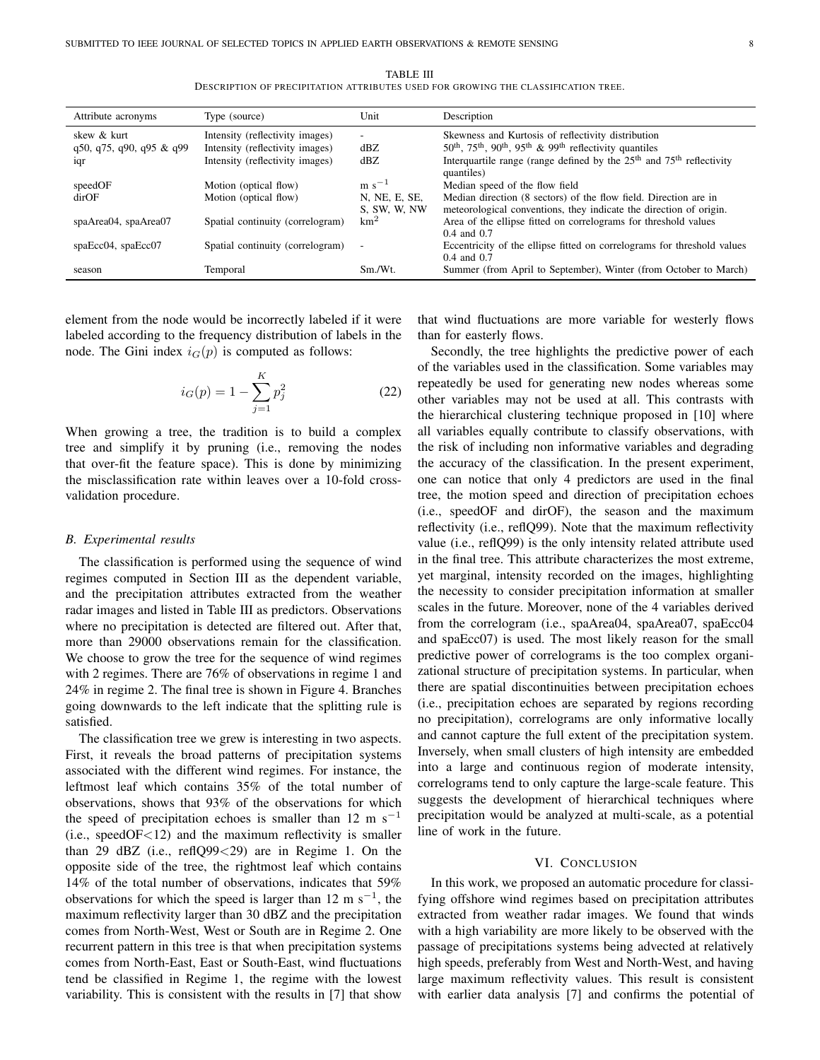TABLE III
DESCRIPTION OF PRECIPITATION ATTRIBUTES USED FOR GROWING THE CLASSIFICATION TREE.

| Attribute acronyms | Type (source) | Unit | Description |
|---|---|---|---|
| skew & kurt | Intensity (reflectivity images) | - | Skewness and Kurtosis of reflectivity distribution |
| q50, q75, q90, q95 & q99 | Intensity (reflectivity images) | dBZ | 50th, 75th, 90th, 95th & 99th reflectivity quantiles |
| iqr | Intensity (reflectivity images) | dBZ | Interquartile range (range defined by the 25th and 75th reflectivity quantiles) |
| speedOF | Motion (optical flow) | m s$^{-1}$ | Median speed of the flow field |
| dirOF | Motion (optical flow) | N, NE, E, SE, S, SW, W, NW | Median direction (8 sectors) of the flow field. Direction are in meteorological conventions, they indicate the direction of origin. |
| spaArea04, spaArea07 | Spatial continuity (correlogram) | km$^2$ | Area of the ellipse fitted on correlograms for threshold values 0.4 and 0.7 |
| spaEcc04, spaEcc07 | Spatial continuity (correlogram) | - | Eccentricity of the ellipse fitted on correlograms for threshold values 0.4 and 0.7 |
| season | Temporal | Sm./Wt. | Summer (from April to September), Winter (from October to March) |

element from the node would be incorrectly labeled if it were labeled according to the frequency distribution of labels in the node. The Gini index $i_G(p)$ is computed as follows:

$$i_G(p) = 1 - \sum_{j=1}^{K} p_j^2 \tag{22}$$

When growing a tree, the tradition is to build a complex tree and simplify it by pruning (i.e., removing the nodes that over-fit the feature space). This is done by minimizing the misclassification rate within leaves over a 10-fold cross-validation procedure.

### B. Experimental results

The classification is performed using the sequence of wind regimes computed in Section III as the dependent variable, and the precipitation attributes extracted from the weather radar images and listed in Table III as predictors. Observations where no precipitation is detected are filtered out. After that, more than 29000 observations remain for the classification. We choose to grow the tree for the sequence of wind regimes with 2 regimes. There are 76% of observations in regime 1 and 24% in regime 2. The final tree is shown in Figure 4. Branches going downwards to the left indicate that the splitting rule is satisfied.

The classification tree we grew is interesting in two aspects. First, it reveals the broad patterns of precipitation systems associated with the different wind regimes. For instance, the leftmost leaf which contains 35% of the total number of observations, shows that 93% of the observations for which the speed of precipitation echoes is smaller than 12 m s$^{-1}$ (i.e., speedOF<12) and the maximum reflectivity is smaller than 29 dBZ (i.e., reflQ99<29) are in Regime 1. On the opposite side of the tree, the rightmost leaf which contains 14% of the total number of observations, indicates that 59% observations for which the speed is larger than 12 m s$^{-1}$, the maximum reflectivity larger than 30 dBZ and the precipitation comes from North-West, West or South are in Regime 2. One recurrent pattern in this tree is that when precipitation systems comes from North-East, East or South-East, wind fluctuations tend be classified in Regime 1, the regime with the lowest variability. This is consistent with the results in [7] that show that wind fluctuations are more variable for westerly flows than for easterly flows.

Secondly, the tree highlights the predictive power of each of the variables used in the classification. Some variables may repeatedly be used for generating new nodes whereas some other variables may not be used at all. This contrasts with the hierarchical clustering technique proposed in [10] where all variables equally contribute to classify observations, with the risk of including non informative variables and degrading the accuracy of the classification. In the present experiment, one can notice that only 4 predictors are used in the final tree, the motion speed and direction of precipitation echoes (i.e., speedOF and dirOF), the season and the maximum reflectivity (i.e., reflQ99). Note that the maximum reflectivity value (i.e., reflQ99) is the only intensity related attribute used in the final tree. This attribute characterizes the most extreme, yet marginal, intensity recorded on the images, highlighting the necessity to consider precipitation information at smaller scales in the future. Moreover, none of the 4 variables derived from the correlogram (i.e., spaArea04, spaArea07, spaEcc04 and spaEcc07) is used. The most likely reason for the small predictive power of correlograms is the too complex organizational structure of precipitation systems. In particular, when there are spatial discontinuities between precipitation echoes (i.e., precipitation echoes are separated by regions recording no precipitation), correlograms are only informative locally and cannot capture the full extent of the precipitation system. Inversely, when small clusters of high intensity are embedded into a large and continuous region of moderate intensity, correlograms tend to only capture the large-scale feature. This suggests the development of hierarchical techniques where precipitation would be analyzed at multi-scale, as a potential line of work in the future.

## VI. Conclusion

In this work, we proposed an automatic procedure for classifying offshore wind regimes based on precipitation attributes extracted from weather radar images. We found that winds with a high variability are more likely to be observed with the passage of precipitations systems being advected at relatively high speeds, preferably from West and North-West, and having large maximum reflectivity values. This result is consistent with earlier data analysis [7] and confirms the potential of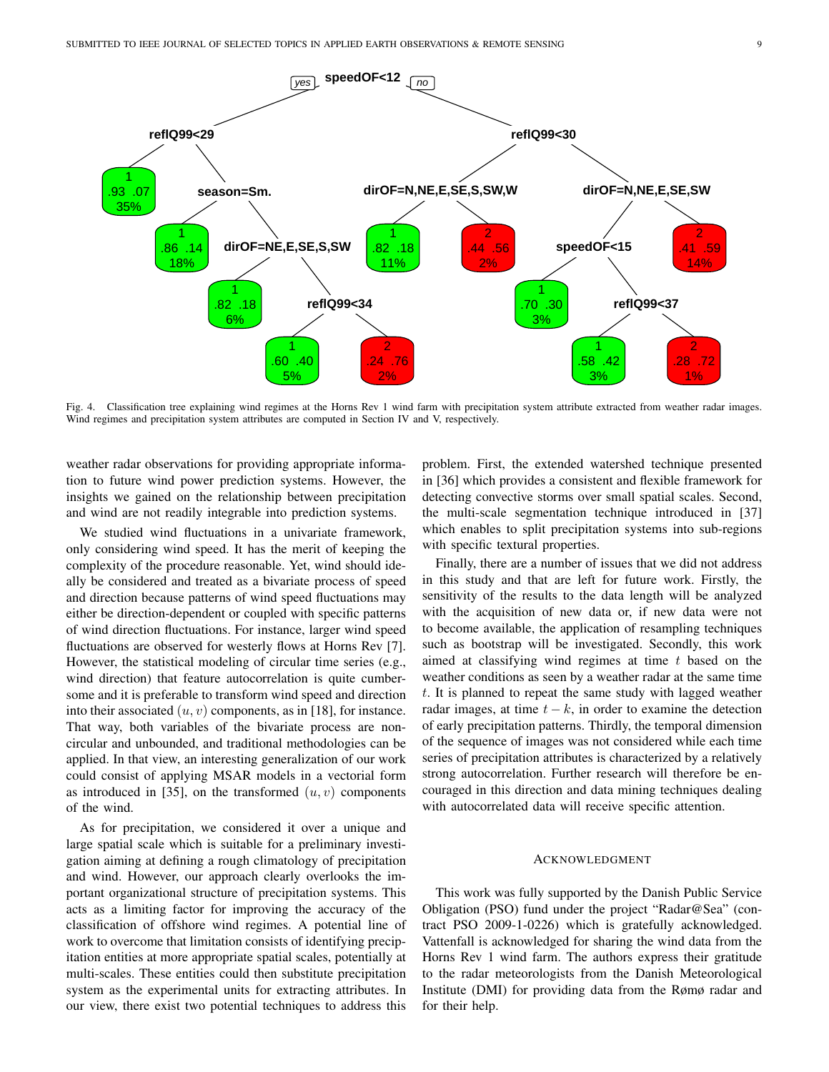Fig. 4. Classification tree explaining wind regimes at the Horns Rev 1 wind farm with precipitation system attribute extracted from weather radar images. Wind regimes and precipitation system attributes are computed in Section IV and V, respectively.

weather radar observations for providing appropriate information to future wind power prediction systems. However, the insights we gained on the relationship between precipitation and wind are not readily integrable into prediction systems.

We studied wind fluctuations in a univariate framework, only considering wind speed. It has the merit of keeping the complexity of the procedure reasonable. Yet, wind should ideally be considered and treated as a bivariate process of speed and direction because patterns of wind speed fluctuations may either be direction-dependent or coupled with specific patterns of wind direction fluctuations. For instance, larger wind speed fluctuations are observed for westerly flows at Horns Rev [7]. However, the statistical modeling of circular time series (e.g., wind direction) that feature autocorrelation is quite cumbersome and it is preferable to transform wind speed and direction into their associated $(u, v)$ components, as in [18], for instance. That way, both variables of the bivariate process are non-circular and unbounded, and traditional methodologies can be applied. In that view, an interesting generalization of our work could consist of applying MSAR models in a vectorial form as introduced in [35], on the transformed $(u, v)$ components of the wind.

As for precipitation, we considered it over a unique and large spatial scale which is suitable for a preliminary investigation aiming at defining a rough climatology of precipitation and wind. However, our approach clearly overlooks the important organizational structure of precipitation systems. This acts as a limiting factor for improving the accuracy of the classification of offshore wind regimes. A potential line of work to overcome that limitation consists of identifying precipitation entities at more appropriate spatial scales, potentially at multi-scales. These entities could then substitute precipitation system as the experimental units for extracting attributes. In our view, there exist two potential techniques to address this problem. First, the extended watershed technique presented in [36] which provides a consistent and flexible framework for detecting convective storms over small spatial scales. Second, the multi-scale segmentation technique introduced in [37] which enables to split precipitation systems into sub-regions with specific textural properties.

Finally, there are a number of issues that we did not address in this study and that are left for future work. Firstly, the sensitivity of the results to the data length will be analyzed with the acquisition of new data or, if new data were not to become available, the application of resampling techniques such as bootstrap will be investigated. Secondly, this work aimed at classifying wind regimes at time $t$ based on the weather conditions as seen by a weather radar at the same time $t$. It is planned to repeat the same study with lagged weather radar images, at time $t - k$, in order to examine the detection of early precipitation patterns. Thirdly, the temporal dimension of the sequence of images was not considered while each time series of precipitation attributes is characterized by a relatively strong autocorrelation. Further research will therefore be encouraged in this direction and data mining techniques dealing with autocorrelated data will receive specific attention.

## ACKNOWLEDGMENT

This work was fully supported by the Danish Public Service Obligation (PSO) fund under the project "Radar@Sea" (contract PSO 2009-1-0226) which is gratefully acknowledged. Vattenfall is acknowledged for sharing the wind data from the Horns Rev 1 wind farm. The authors express their gratitude to the radar meteorologists from the Danish Meteorological Institute (DMI) for providing data from the Rømø radar and for their help.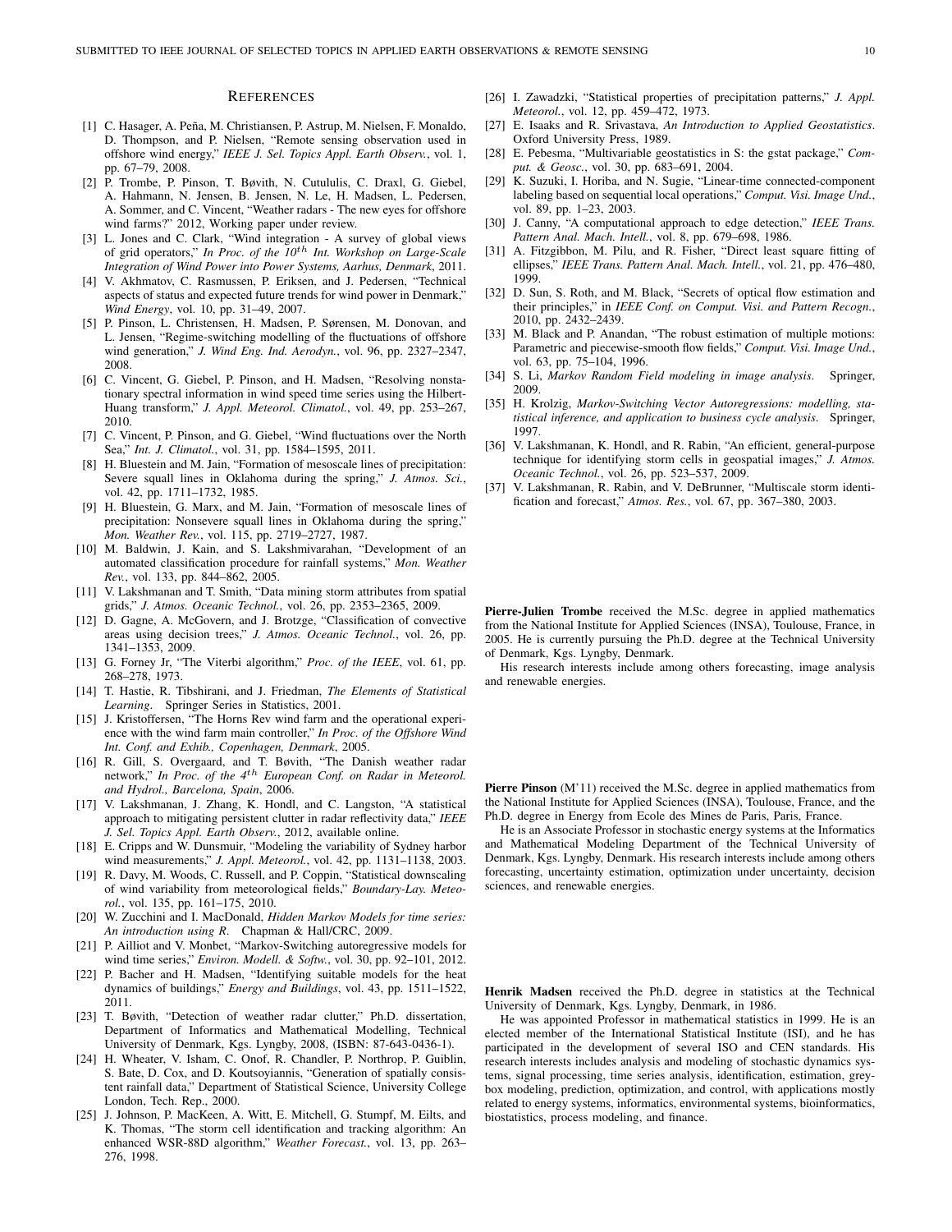## References

[1] C. Hasager, A. Peña, M. Christiansen, P. Astrup, M. Nielsen, F. Monaldo, D. Thompson, and P. Nielsen, "Remote sensing observation used in offshore wind energy," *IEEE J. Sel. Topics Appl. Earth Observ.*, vol. 1, pp. 67–79, 2008.

[2] P. Trombe, P. Pinson, T. Bøvith, N. Cutululis, C. Draxl, G. Giebel, A. Hahmann, N. Jensen, B. Jensen, N. Le, H. Madsen, L. Pedersen, A. Sommer, and C. Vincent, "Weather radars - The new eyes for offshore wind farms?" 2012, Working paper under review.

[3] L. Jones and C. Clark, "Wind integration - A survey of global views of grid operators," *In Proc. of the 10$^{th}$ Int. Workshop on Large-Scale Integration of Wind Power into Power Systems, Aarhus, Denmark*, 2011.

[4] V. Akhmatov, C. Rasmussen, P. Eriksen, and J. Pedersen, "Technical aspects of status and expected future trends for wind power in Denmark," *Wind Energy*, vol. 10, pp. 31–49, 2007.

[5] P. Pinson, L. Christensen, H. Madsen, P. Sørensen, M. Donovan, and L. Jensen, "Regime-switching modelling of the fluctuations of offshore wind generation," *J. Wind Eng. Ind. Aerodyn.*, vol. 96, pp. 2327–2347, 2008.

[6] C. Vincent, G. Giebel, P. Pinson, and H. Madsen, "Resolving nonstationary spectral information in wind speed time series using the Hilbert-Huang transform," *J. Appl. Meteorol. Climatol.*, vol. 49, pp. 253–267, 2010.

[7] C. Vincent, P. Pinson, and G. Giebel, "Wind fluctuations over the North Sea," *Int. J. Climatol.*, vol. 31, pp. 1584–1595, 2011.

[8] H. Bluestein and M. Jain, "Formation of mesoscale lines of precipitation: Severe squall lines in Oklahoma during the spring," *J. Atmos. Sci.*, vol. 42, pp. 1711–1732, 1985.

[9] H. Bluestein, G. Marx, and M. Jain, "Formation of mesoscale lines of precipitation: Nonsevere squall lines in Oklahoma during the spring," *Mon. Weather Rev.*, vol. 115, pp. 2719–2727, 1987.

[10] M. Baldwin, J. Kain, and S. Lakshmivarahan, "Development of an automated classification procedure for rainfall systems," *Mon. Weather Rev.*, vol. 133, pp. 844–862, 2005.

[11] V. Lakshmanan and T. Smith, "Data mining storm attributes from spatial grids," *J. Atmos. Oceanic Technol.*, vol. 26, pp. 2353–2365, 2009.

[12] D. Gagne, A. McGovern, and J. Brotzge, "Classification of convective areas using decision trees," *J. Atmos. Oceanic Technol.*, vol. 26, pp. 1341–1353, 2009.

[13] G. Forney Jr, "The Viterbi algorithm," *Proc. of the IEEE*, vol. 61, pp. 268–278, 1973.

[14] T. Hastie, R. Tibshirani, and J. Friedman, *The Elements of Statistical Learning*. Springer Series in Statistics, 2001.

[15] J. Kristoffersen, "The Horns Rev wind farm and the operational experience with the wind farm main controller," *In Proc. of the Offshore Wind Int. Conf. and Exhib., Copenhagen, Denmark*, 2005.

[16] R. Gill, S. Overgaard, and T. Bøvith, "The Danish weather radar network," *In Proc. of the 4$^{th}$ European Conf. on Radar in Meteorol. and Hydrol., Barcelona, Spain*, 2006.

[17] V. Lakshmanan, J. Zhang, K. Hondl, and C. Langston, "A statistical approach to mitigating persistent clutter in radar reflectivity data," *IEEE J. Sel. Topics Appl. Earth Observ.*, 2012, available online.

[18] E. Cripps and W. Dunsmuir, "Modeling the variability of Sydney harbor wind measurements," *J. Appl. Meteorol.*, vol. 42, pp. 1131–1138, 2003.

[19] R. Davy, M. Woods, C. Russell, and P. Coppin, "Statistical downscaling of wind variability from meteorological fields," *Boundary-Lay. Meteorol.*, vol. 135, pp. 161–175, 2010.

[20] W. Zucchini and I. MacDonald, *Hidden Markov Models for time series: An introduction using R*. Chapman & Hall/CRC, 2009.

[21] P. Ailliot and V. Monbet, "Markov-Switching autoregressive models for wind time series," *Environ. Modell. & Softw.*, vol. 30, pp. 92–101, 2012.

[22] P. Bacher and H. Madsen, "Identifying suitable models for the heat dynamics of buildings," *Energy and Buildings*, vol. 43, pp. 1511–1522, 2011.

[23] T. Bøvith, "Detection of weather radar clutter," Ph.D. dissertation, Department of Informatics and Mathematical Modelling, Technical University of Denmark, Kgs. Lyngby, 2008, (ISBN: 87-643-0436-1).

[24] H. Wheater, V. Isham, C. Onof, R. Chandler, P. Northrop, P. Guiblin, S. Bate, D. Cox, and D. Koutsoyiannis, "Generation of spatially consistent rainfall data," Department of Statistical Science, University College London, Tech. Rep., 2000.

[25] J. Johnson, P. MacKeen, A. Witt, E. Mitchell, G. Stumpf, M. Eilts, and K. Thomas, "The storm cell identification and tracking algorithm: An enhanced WSR-88D algorithm," *Weather Forecast.*, vol. 13, pp. 263–276, 1998.

[26] I. Zawadzki, "Statistical properties of precipitation patterns," *J. Appl. Meteorol.*, vol. 12, pp. 459–472, 1973.

[27] E. Isaaks and R. Srivastava, *An Introduction to Applied Geostatistics*. Oxford University Press, 1989.

[28] E. Pebesma, "Multivariable geostatistics in S: the gstat package," *Comput. & Geosc.*, vol. 30, pp. 683–691, 2004.

[29] K. Suzuki, I. Horiba, and N. Sugie, "Linear-time connected-component labeling based on sequential local operations," *Comput. Visi. Image Und.*, vol. 89, pp. 1–23, 2003.

[30] J. Canny, "A computational approach to edge detection," *IEEE Trans. Pattern Anal. Mach. Intell.*, vol. 8, pp. 679–698, 1986.

[31] A. Fitzgibbon, M. Pilu, and R. Fisher, "Direct least square fitting of ellipses," *IEEE Trans. Pattern Anal. Mach. Intell.*, vol. 21, pp. 476–480, 1999.

[32] D. Sun, S. Roth, and M. Black, "Secrets of optical flow estimation and their principles," in *IEEE Conf. on Comput. Visi. and Pattern Recogn.*, 2010, pp. 2432–2439.

[33] M. Black and P. Anandan, "The robust estimation of multiple motions: Parametric and piecewise-smooth flow fields," *Comput. Visi. Image Und.*, vol. 63, pp. 75–104, 1996.

[34] S. Li, *Markov Random Field modeling in image analysis*. Springer, 2009.

[35] H. Krolzig, *Markov-Switching Vector Autoregressions: modelling, statistical inference, and application to business cycle analysis*. Springer, 1997.

[36] V. Lakshmanan, K. Hondl, and R. Rabin, "An efficient, general-purpose technique for identifying storm cells in geospatial images," *J. Atmos. Oceanic Technol.*, vol. 26, pp. 523–537, 2009.

[37] V. Lakshmanan, R. Rabin, and V. DeBrunner, "Multiscale storm identification and forecast," *Atmos. Res.*, vol. 67, pp. 367–380, 2003.

**Pierre-Julien Trombe** received the M.Sc. degree in applied mathematics from the National Institute for Applied Sciences (INSA), Toulouse, France, in 2005. He is currently pursuing the Ph.D. degree at the Technical University of Denmark, Kgs. Lyngby, Denmark.

His research interests include among others forecasting, image analysis and renewable energies.

**Pierre Pinson** (M'11) received the M.Sc. degree in applied mathematics from the National Institute for Applied Sciences (INSA), Toulouse, France, and the Ph.D. degree in Energy from Ecole des Mines de Paris, Paris, France.

He is an Associate Professor in stochastic energy systems at the Informatics and Mathematical Modeling Department of the Technical University of Denmark, Kgs. Lyngby, Denmark. His research interests include among others forecasting, uncertainty estimation, optimization under uncertainty, decision sciences, and renewable energies.

**Henrik Madsen** received the Ph.D. degree in statistics at the Technical University of Denmark, Kgs. Lyngby, Denmark, in 1986.

He was appointed Professor in mathematical statistics in 1999. He is an elected member of the International Statistical Institute (ISI), and he has participated in the development of several ISO and CEN standards. His research interests includes analysis and modeling of stochastic dynamics systems, signal processing, time series analysis, identification, estimation, greybox modeling, prediction, optimization, and control, with applications mostly related to energy systems, informatics, environmental systems, bioinformatics, biostatistics, process modeling, and finance.